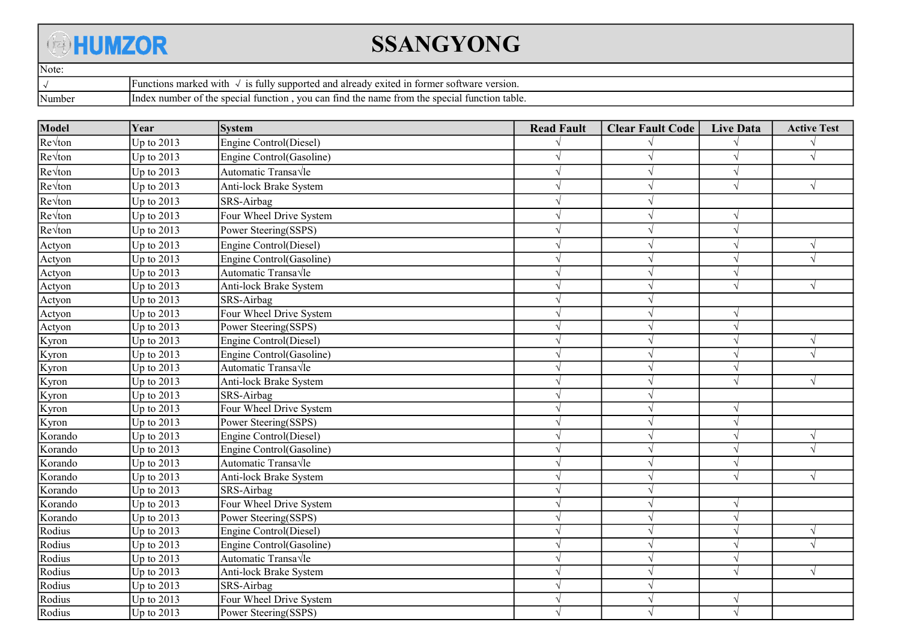# HUMZOR SSANGYONG

| Note: | |
|---|---|
| √ | Functions marked with √ is fully supported and already exited in former software version. |
| Number | Index number of the special function , you can find the name from the special function table. |

| Model | Year | System | Read Fault | Clear Fault Code | Live Data | Active Test |
|---|---|---|---|---|---|---|
| Re√ton | Up to 2013 | Engine Control(Diesel) | √ | √ | √ | √ |
| Re√ton | Up to 2013 | Engine Control(Gasoline) | √ | √ | √ | √ |
| Re√ton | Up to 2013 | Automatic Transa√le | √ | √ | √ | |
| Re√ton | Up to 2013 | Anti-lock Brake System | √ | √ | √ | √ |
| Re√ton | Up to 2013 | SRS-Airbag | √ | √ | | |
| Re√ton | Up to 2013 | Four Wheel Drive System | √ | √ | √ | |
| Re√ton | Up to 2013 | Power Steering(SSPS) | √ | √ | √ | |
| Actyon | Up to 2013 | Engine Control(Diesel) | √ | √ | √ | √ |
| Actyon | Up to 2013 | Engine Control(Gasoline) | √ | √ | √ | √ |
| Actyon | Up to 2013 | Automatic Transa√le | √ | √ | √ | |
| Actyon | Up to 2013 | Anti-lock Brake System | √ | √ | √ | √ |
| Actyon | Up to 2013 | SRS-Airbag | √ | √ | | |
| Actyon | Up to 2013 | Four Wheel Drive System | √ | √ | √ | |
| Actyon | Up to 2013 | Power Steering(SSPS) | √ | √ | √ | |
| Kyron | Up to 2013 | Engine Control(Diesel) | √ | √ | √ | √ |
| Kyron | Up to 2013 | Engine Control(Gasoline) | √ | √ | √ | √ |
| Kyron | Up to 2013 | Automatic Transa√le | √ | √ | √ | |
| Kyron | Up to 2013 | Anti-lock Brake System | √ | √ | √ | √ |
| Kyron | Up to 2013 | SRS-Airbag | √ | √ | | |
| Kyron | Up to 2013 | Four Wheel Drive System | √ | √ | √ | |
| Kyron | Up to 2013 | Power Steering(SSPS) | √ | √ | √ | |
| Korando | Up to 2013 | Engine Control(Diesel) | √ | √ | √ | √ |
| Korando | Up to 2013 | Engine Control(Gasoline) | √ | √ | √ | √ |
| Korando | Up to 2013 | Automatic Transa√le | √ | √ | √ | |
| Korando | Up to 2013 | Anti-lock Brake System | √ | √ | √ | √ |
| Korando | Up to 2013 | SRS-Airbag | √ | √ | | |
| Korando | Up to 2013 | Four Wheel Drive System | √ | √ | √ | |
| Korando | Up to 2013 | Power Steering(SSPS) | √ | √ | √ | |
| Rodius | Up to 2013 | Engine Control(Diesel) | √ | √ | √ | √ |
| Rodius | Up to 2013 | Engine Control(Gasoline) | √ | √ | √ | √ |
| Rodius | Up to 2013 | Automatic Transa√le | √ | √ | √ | |
| Rodius | Up to 2013 | Anti-lock Brake System | √ | √ | √ | √ |
| Rodius | Up to 2013 | SRS-Airbag | √ | √ | | |
| Rodius | Up to 2013 | Four Wheel Drive System | √ | √ | √ | |
| Rodius | Up to 2013 | Power Steering(SSPS) | √ | √ | √ | |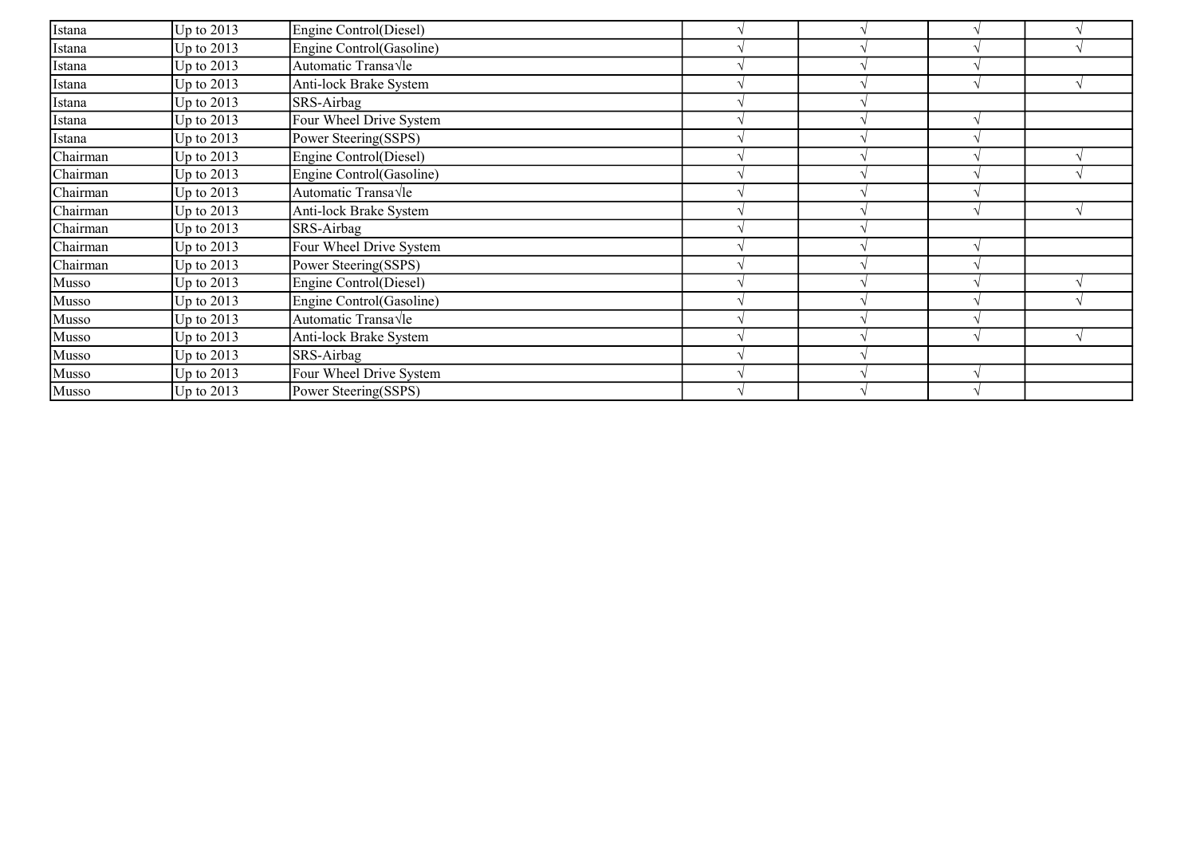| | | | | | | |
|---|---|---|---|---|---|---|
| Istana | Up to 2013 | Engine Control(Diesel) | √ | √ | √ | √ |
| Istana | Up to 2013 | Engine Control(Gasoline) | √ | √ | √ | √ |
| Istana | Up to 2013 | Automatic Transa√le | √ | √ | √ | |
| Istana | Up to 2013 | Anti-lock Brake System | √ | √ | √ | √ |
| Istana | Up to 2013 | SRS-Airbag | √ | √ | | |
| Istana | Up to 2013 | Four Wheel Drive System | √ | √ | √ | |
| Istana | Up to 2013 | Power Steering(SSPS) | √ | √ | √ | |
| Chairman | Up to 2013 | Engine Control(Diesel) | √ | √ | √ | √ |
| Chairman | Up to 2013 | Engine Control(Gasoline) | √ | √ | √ | √ |
| Chairman | Up to 2013 | Automatic Transa√le | √ | √ | √ | |
| Chairman | Up to 2013 | Anti-lock Brake System | √ | √ | √ | √ |
| Chairman | Up to 2013 | SRS-Airbag | √ | √ | | |
| Chairman | Up to 2013 | Four Wheel Drive System | √ | √ | √ | |
| Chairman | Up to 2013 | Power Steering(SSPS) | √ | √ | √ | |
| Musso | Up to 2013 | Engine Control(Diesel) | √ | √ | √ | √ |
| Musso | Up to 2013 | Engine Control(Gasoline) | √ | √ | √ | √ |
| Musso | Up to 2013 | Automatic Transa√le | √ | √ | √ | |
| Musso | Up to 2013 | Anti-lock Brake System | √ | √ | √ | √ |
| Musso | Up to 2013 | SRS-Airbag | √ | √ | | |
| Musso | Up to 2013 | Four Wheel Drive System | √ | √ | √ | |
| Musso | Up to 2013 | Power Steering(SSPS) | √ | √ | √ | |